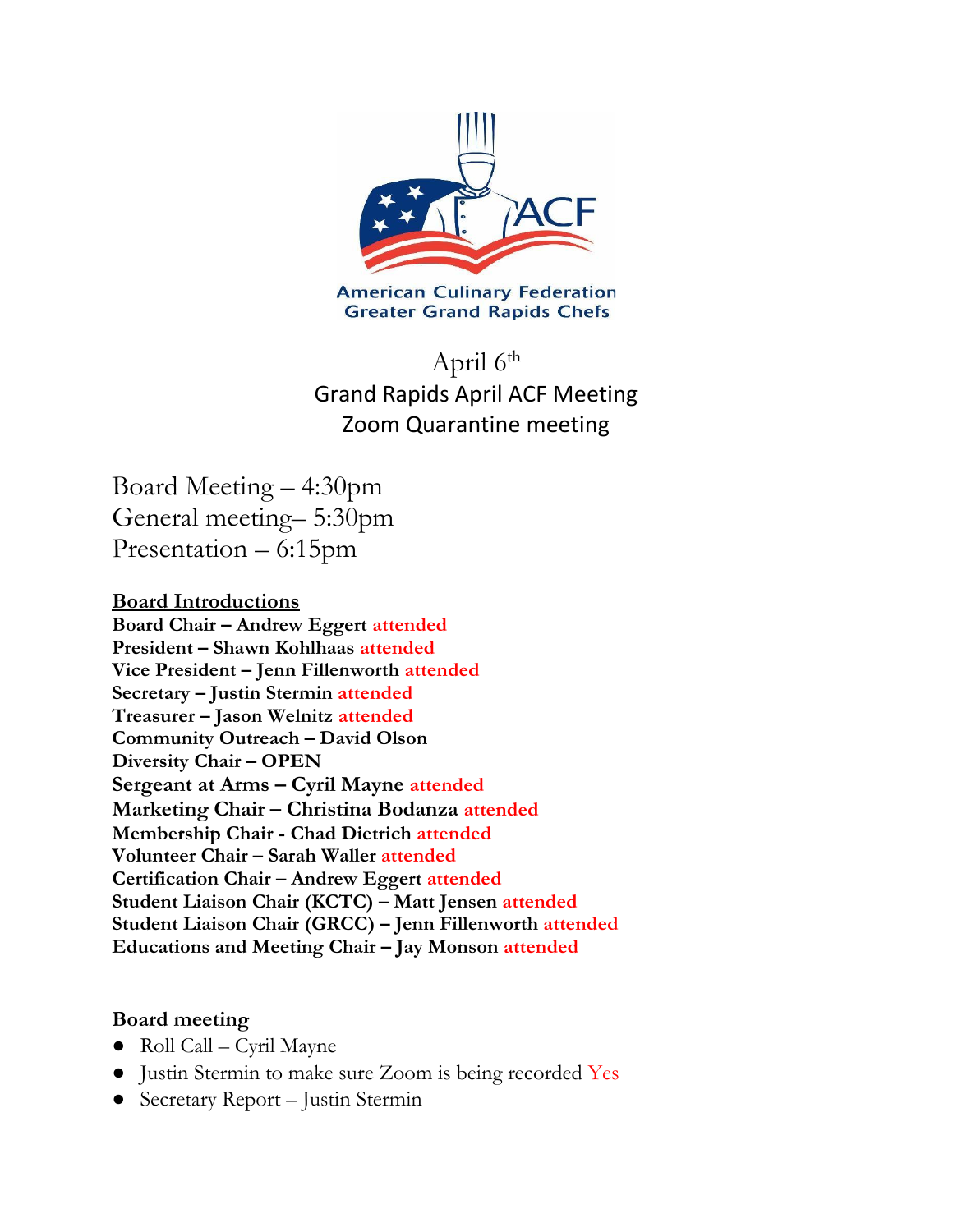American Culinary Federation
Greater Grand Rapids Chefs

April 6th
Grand Rapids April ACF Meeting
Zoom Quarantine meeting

Board Meeting – 4:30pm
General meeting– 5:30pm
Presentation – 6:15pm

**Board Introductions**

**Board Chair – Andrew Eggert** attended
**President – Shawn Kohlhaas** attended
**Vice President – Jenn Fillenworth** attended
**Secretary – Justin Stermin** attended
**Treasurer – Jason Welnitz** attended
**Community Outreach – David Olson**
**Diversity Chair – OPEN**
**Sergeant at Arms – Cyril Mayne** attended
**Marketing Chair – Christina Bodanza** attended
**Membership Chair - Chad Dietrich** attended
**Volunteer Chair – Sarah Waller** attended
**Certification Chair – Andrew Eggert** attended
**Student Liaison Chair (KCTC) – Matt Jensen** attended
**Student Liaison Chair (GRCC) – Jenn Fillenworth** attended
**Educations and Meeting Chair – Jay Monson** attended

**Board meeting**

- Roll Call – Cyril Mayne
- Justin Stermin to make sure Zoom is being recorded Yes
- Secretary Report – Justin Stermin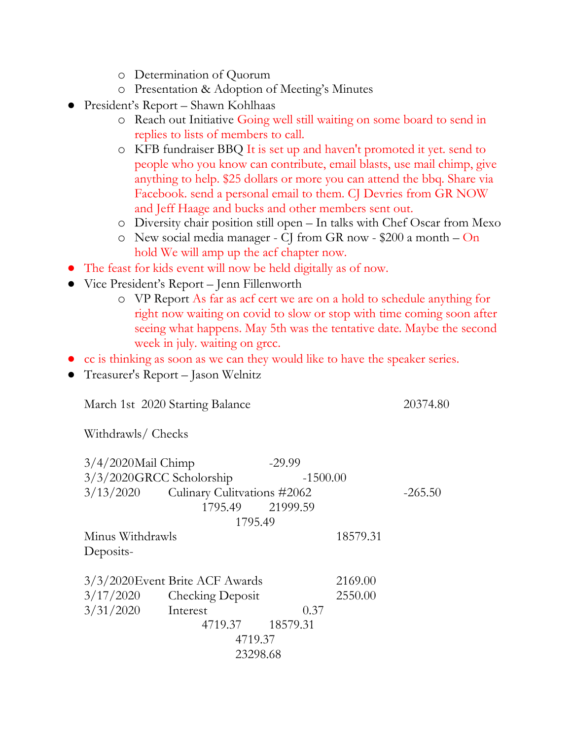- Determination of Quorum
  - Presentation & Adoption of Meeting's Minutes
- President's Report – Shawn Kohlhaas
  - Reach out Initiative Going well still waiting on some board to send in replies to lists of members to call.
  - KFB fundraiser BBQ It is set up and haven't promoted it yet. send to people who you know can contribute, email blasts, use mail chimp, give anything to help. $25 dollars or more you can attend the bbq. Share via Facebook. send a personal email to them. CJ Devries from GR NOW and Jeff Haage and bucks and other members sent out.
  - Diversity chair position still open – In talks with Chef Oscar from Mexo
  - New social media manager - CJ from GR now - $200 a month – On hold We will amp up the acf chapter now.
- The feast for kids event will now be held digitally as of now.
- Vice President's Report – Jenn Fillenworth
  - VP Report As far as acf cert we are on a hold to schedule anything for right now waiting on covid to slow or stop with time coming soon after seeing what happens. May 5th was the tentative date. Maybe the second week in july. waiting on grcc.
- cc is thinking as soon as we can they would like to have the speaker series.
- Treasurer's Report – Jason Welnitz

March 1st 2020 Starting Balance 20374.80

Withdrawls/ Checks

3/4/2020Mail Chimp -29.99
3/3/2020GRCC Scholorship -1500.00
3/13/2020 Culinary Cultivations #2062 -265.50
1795.49 21999.59
1795.49
Minus Withdrawls 18579.31
Deposits-

3/3/2020Event Brite ACF Awards 2169.00
3/17/2020 Checking Deposit 2550.00
3/31/2020 Interest 0.37
4719.37 18579.31
4719.37
23298.68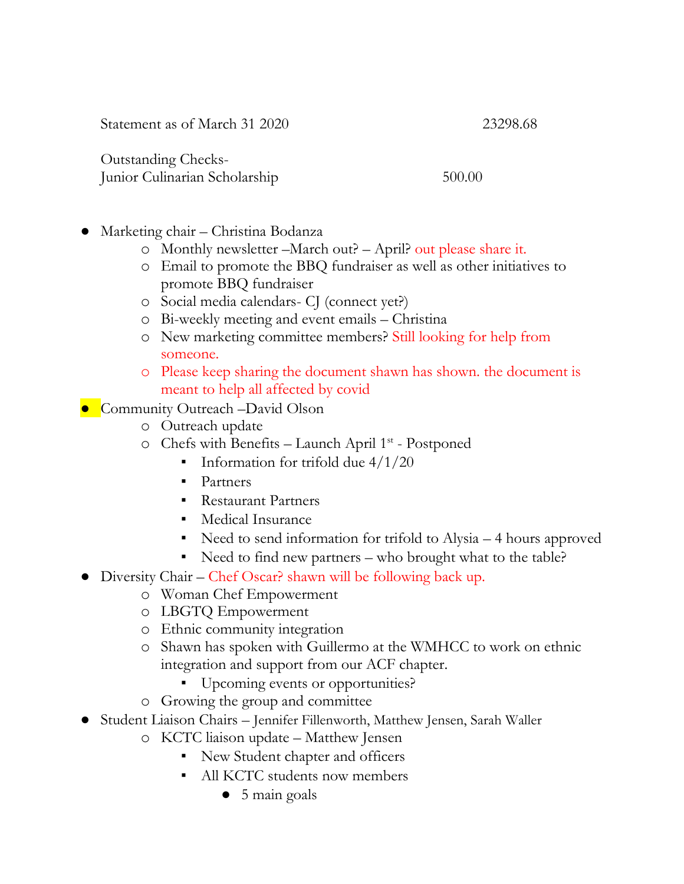| | |
|---|---|
| Statement as of March 31 2020 | 23298.68 |
| Outstanding Checks- | |
| Junior Culinarian Scholarship | 500.00 |

- Marketing chair – Christina Bodanza
  - Monthly newsletter –March out? – April? out please share it.
  - Email to promote the BBQ fundraiser as well as other initiatives to promote BBQ fundraiser
  - Social media calendars- CJ (connect yet?)
  - Bi-weekly meeting and event emails – Christina
  - New marketing committee members? Still looking for help from someone.
  - Please keep sharing the document shawn has shown. the document is meant to help all affected by covid
- Community Outreach –David Olson
  - Outreach update
  - Chefs with Benefits – Launch April 1st - Postponed
    - Information for trifold due 4/1/20
    - Partners
    - Restaurant Partners
    - Medical Insurance
    - Need to send information for trifold to Alysia – 4 hours approved
    - Need to find new partners – who brought what to the table?
- Diversity Chair – Chef Oscar? shawn will be following back up.
  - Woman Chef Empowerment
  - LBGTQ Empowerment
  - Ethnic community integration
  - Shawn has spoken with Guillermo at the WMHCC to work on ethnic integration and support from our ACF chapter.
    - Upcoming events or opportunities?
  - Growing the group and committee
- Student Liaison Chairs – Jennifer Fillenworth, Matthew Jensen, Sarah Waller
  - KCTC liaison update – Matthew Jensen
    - New Student chapter and officers
    - All KCTC students now members
      - 5 main goals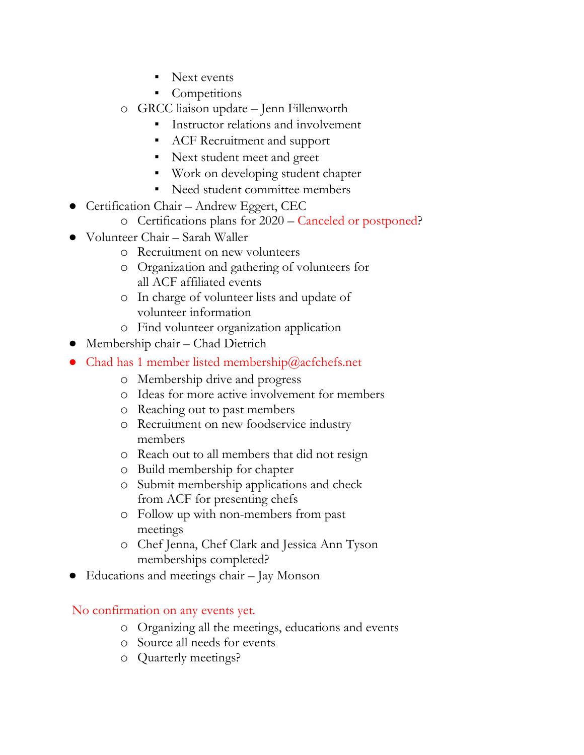- Next events
        - Competitions
    - GRCC liaison update – Jenn Fillenworth
        - Instructor relations and involvement
        - ACF Recruitment and support
        - Next student meet and greet
        - Work on developing student chapter
        - Need student committee members
- Certification Chair – Andrew Eggert, CEC
    - Certifications plans for 2020 – Canceled or postponed?
- Volunteer Chair – Sarah Waller
    - Recruitment on new volunteers
    - Organization and gathering of volunteers for all ACF affiliated events
    - In charge of volunteer lists and update of volunteer information
    - Find volunteer organization application
- Membership chair – Chad Dietrich
- Chad has 1 member listed membership@acfchefs.net
    - Membership drive and progress
    - Ideas for more active involvement for members
    - Reaching out to past members
    - Recruitment on new foodservice industry members
    - Reach out to all members that did not resign
    - Build membership for chapter
    - Submit membership applications and check from ACF for presenting chefs
    - Follow up with non-members from past meetings
    - Chef Jenna, Chef Clark and Jessica Ann Tyson memberships completed?
- Educations and meetings chair – Jay Monson

No confirmation on any events yet.

    - Organizing all the meetings, educations and events
    - Source all needs for events
    - Quarterly meetings?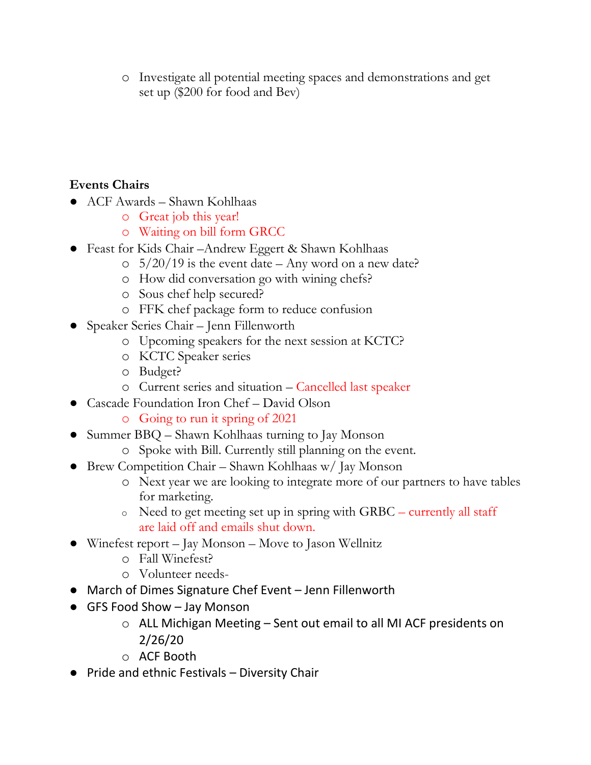- Investigate all potential meeting spaces and demonstrations and get set up ($200 for food and Bev)

**Events Chairs**

- ACF Awards – Shawn Kohlhaas
  - Great job this year!
  - Waiting on bill form GRCC
- Feast for Kids Chair –Andrew Eggert & Shawn Kohlhaas
  - 5/20/19 is the event date – Any word on a new date?
  - How did conversation go with wining chefs?
  - Sous chef help secured?
  - FFK chef package form to reduce confusion
- Speaker Series Chair – Jenn Fillenworth
  - Upcoming speakers for the next session at KCTC?
  - KCTC Speaker series
  - Budget?
  - Current series and situation – Cancelled last speaker
- Cascade Foundation Iron Chef – David Olson
  - Going to run it spring of 2021
- Summer BBQ – Shawn Kohlhaas turning to Jay Monson
  - Spoke with Bill. Currently still planning on the event.
- Brew Competition Chair – Shawn Kohlhaas w/ Jay Monson
  - Next year we are looking to integrate more of our partners to have tables for marketing.
  - Need to get meeting set up in spring with GRBC – currently all staff are laid off and emails shut down.
- Winefest report – Jay Monson – Move to Jason Wellnitz
  - Fall Winefest?
  - Volunteer needs-
- March of Dimes Signature Chef Event – Jenn Fillenworth
- GFS Food Show – Jay Monson
  - ALL Michigan Meeting – Sent out email to all MI ACF presidents on 2/26/20
  - ACF Booth
- Pride and ethnic Festivals – Diversity Chair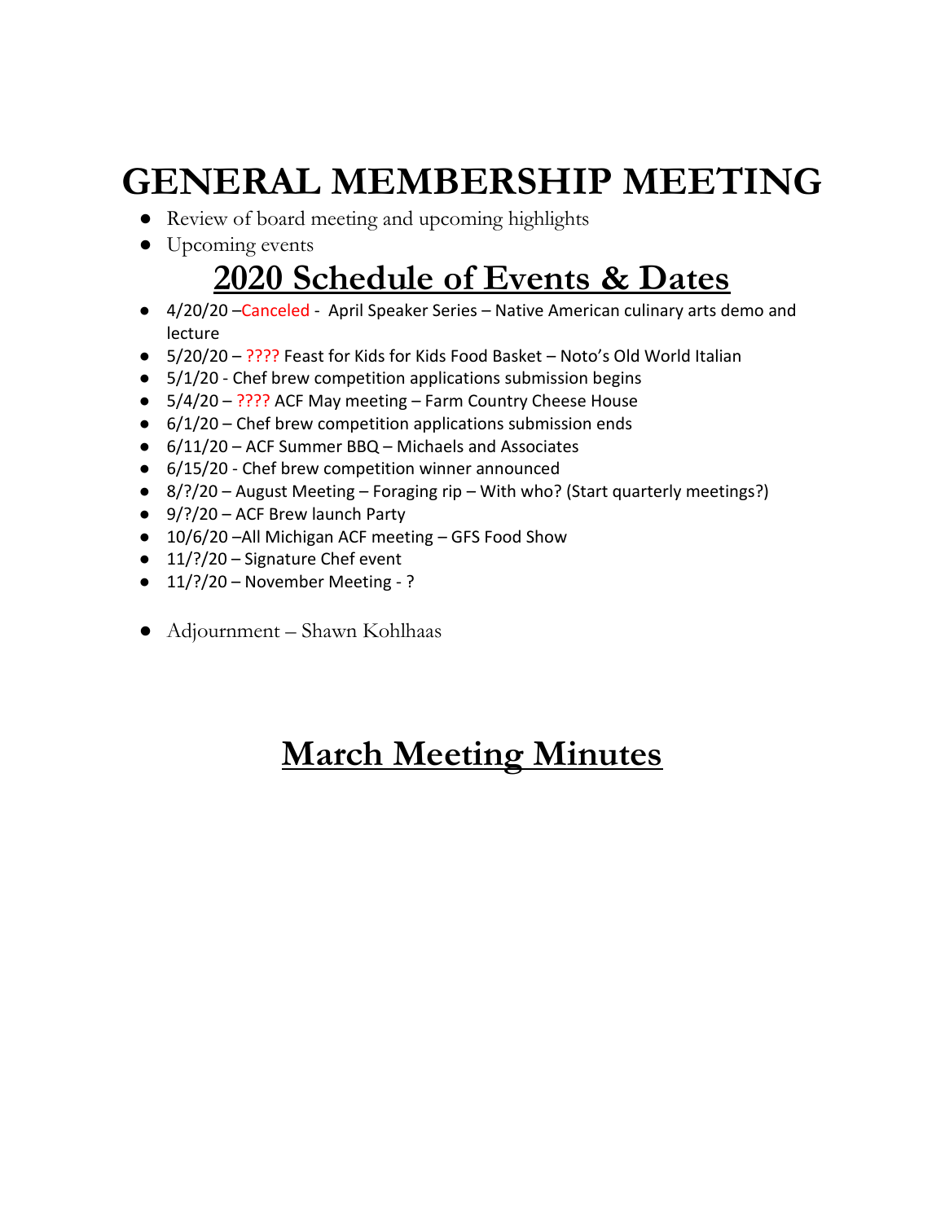# GENERAL MEMBERSHIP MEETING

- Review of board meeting and upcoming highlights
- Upcoming events

## 2020 Schedule of Events & Dates

- 4/20/20 –Canceled - April Speaker Series – Native American culinary arts demo and lecture
- 5/20/20 – ???? Feast for Kids for Kids Food Basket – Noto's Old World Italian
- 5/1/20 - Chef brew competition applications submission begins
- 5/4/20 – ???? ACF May meeting – Farm Country Cheese House
- 6/1/20 – Chef brew competition applications submission ends
- 6/11/20 – ACF Summer BBQ – Michaels and Associates
- 6/15/20 - Chef brew competition winner announced
- 8/?/20 – August Meeting – Foraging rip – With who? (Start quarterly meetings?)
- 9/?/20 – ACF Brew launch Party
- 10/6/20 –All Michigan ACF meeting – GFS Food Show
- 11/?/20 – Signature Chef event
- 11/?/20 – November Meeting - ?

- Adjournment – Shawn Kohlhaas

## March Meeting Minutes